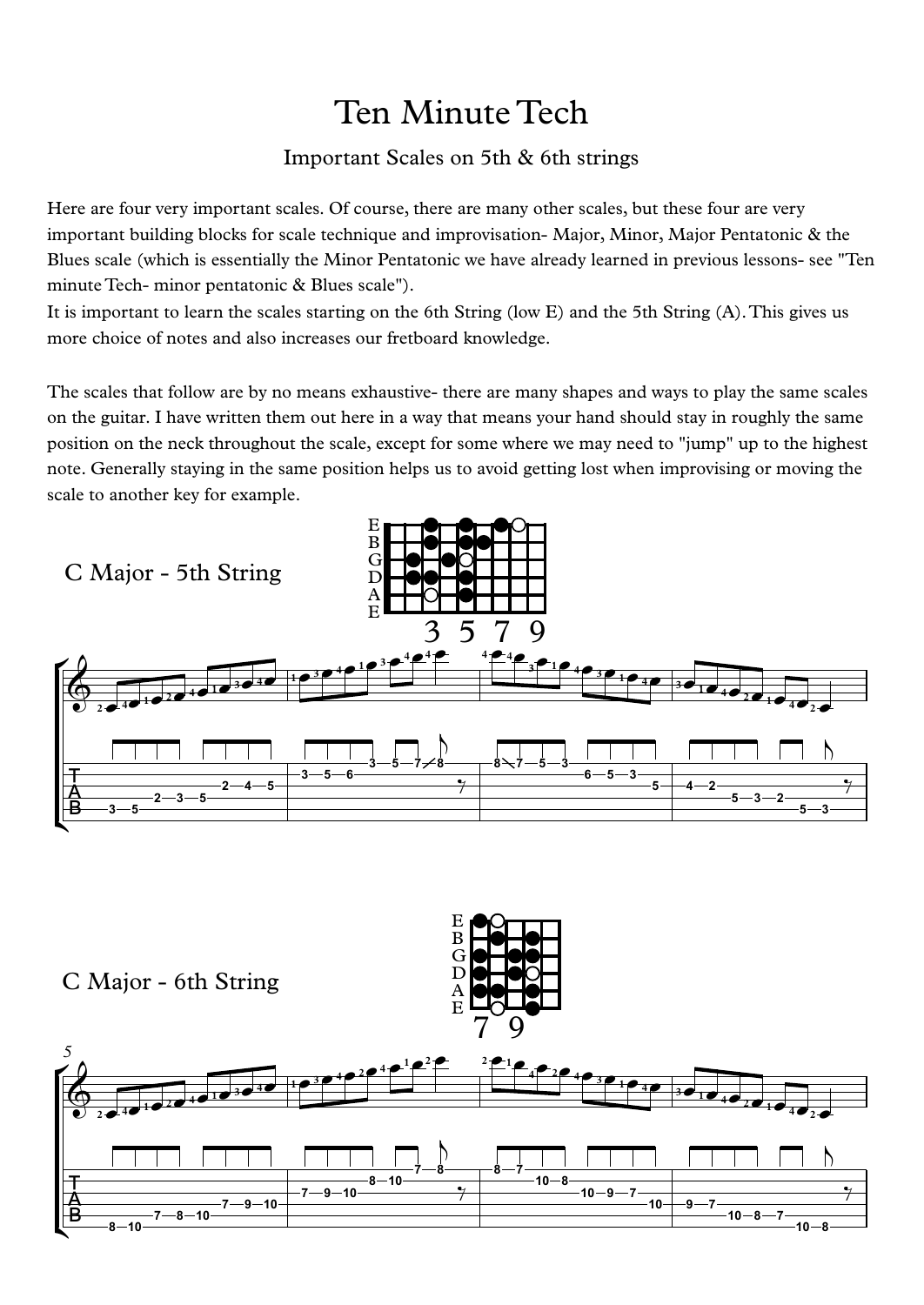# Ten Minute Tech

## Important Scales on 5th & 6th strings

Here are four very important scales. Of course, there are many other scales, but these four are very important building blocks for scale technique and improvisation- Major, Minor, Major Pentatonic & the Blues scale (which is essentially the Minor Pentatonic we have already learned in previous lessons- see "Ten minute Tech- minor pentatonic & Blues scale").

It is important to learn the scales starting on the 6th String (low E) and the 5th String (A). This gives us more choice of notes and also increases our fretboard knowledge.

The scales that follow are by no means exhaustive- there are many shapes and ways to play the same scales on the guitar. I have written them out here in a way that means your hand should stay in roughly the same position on the neck throughout the scale, except for some where we may need to "jump" up to the highest note. Generally staying in the same position helps us to avoid getting lost when improvising or moving the scale to another key for example.

### C Major - 5th String

### C Major - 6th String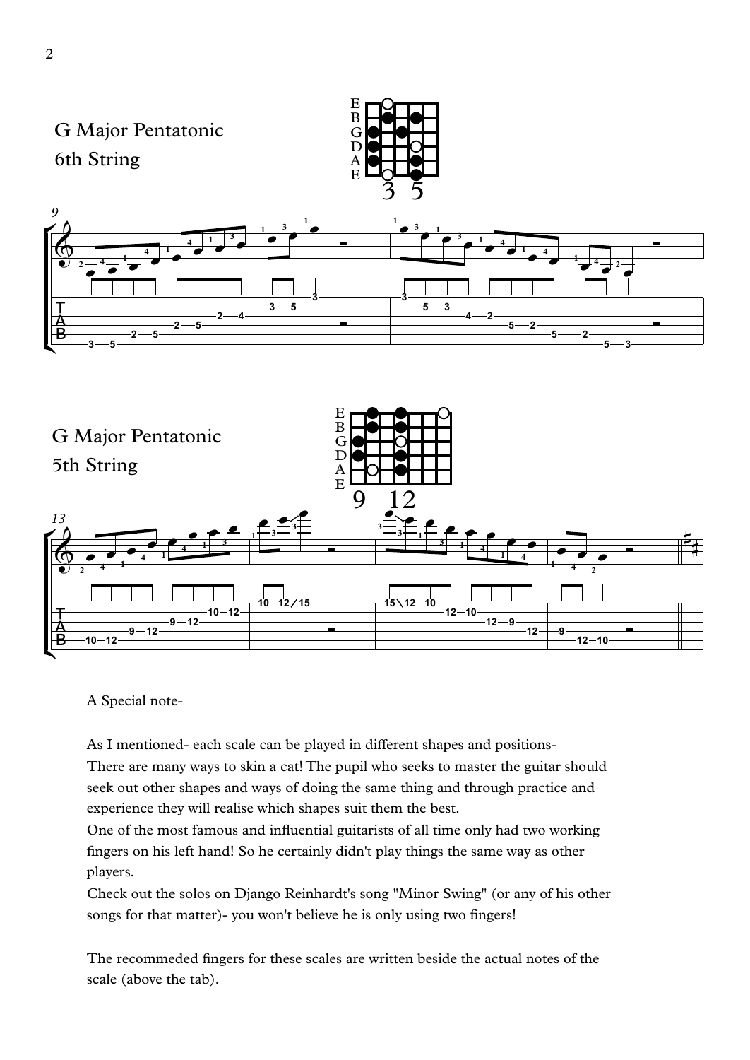G Major Pentatonic
6th String

G Major Pentatonic
5th String

A Special note-

As I mentioned- each scale can be played in different shapes and positions-
There are many ways to skin a cat! The pupil who seeks to master the guitar should seek out other shapes and ways of doing the same thing and through practice and experience they will realise which shapes suit them the best.
One of the most famous and influential guitarists of all time only had two working fingers on his left hand! So he certainly didn't play things the same way as other players.
Check out the solos on Django Reinhardt's song "Minor Swing" (or any of his other songs for that matter)- you won't believe he is only using two fingers!

The recommeded fingers for these scales are written beside the actual notes of the scale (above the tab).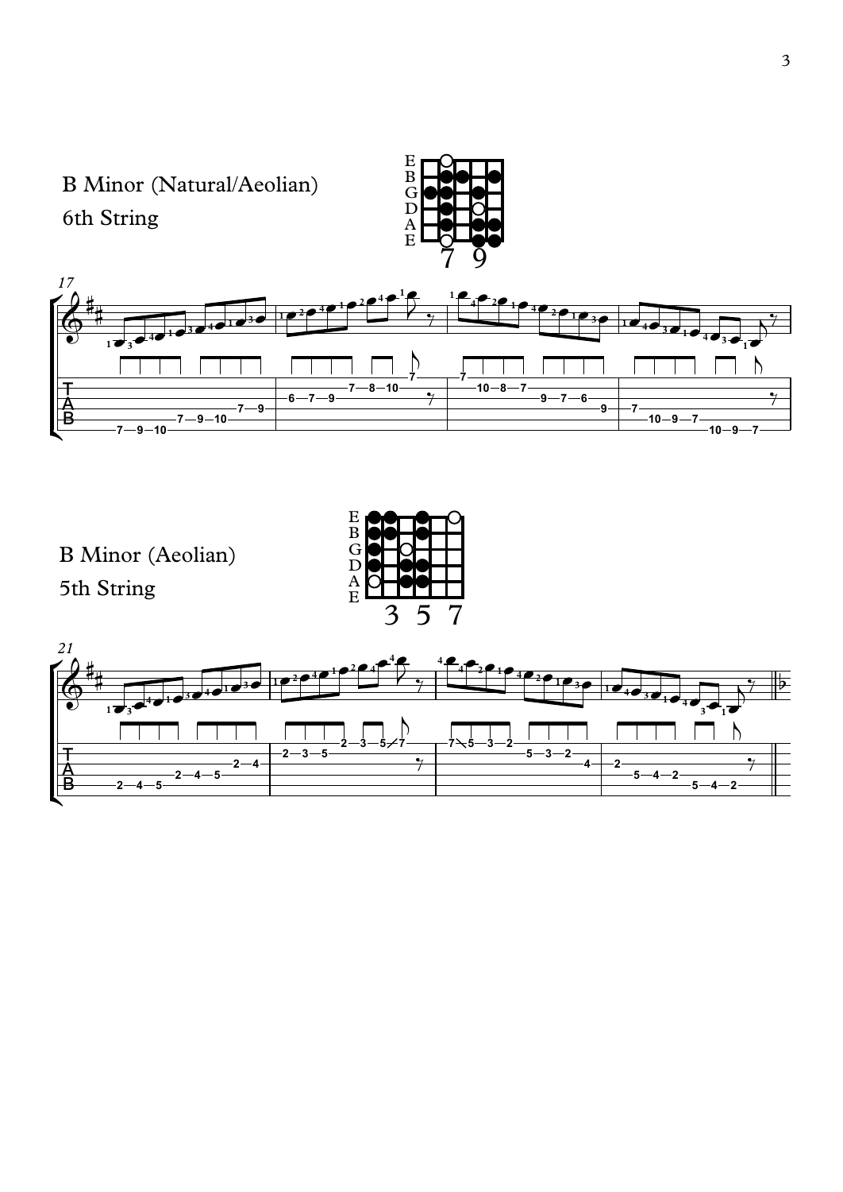B Minor (Natural/Aeolian)

6th String

B Minor (Aeolian)

5th String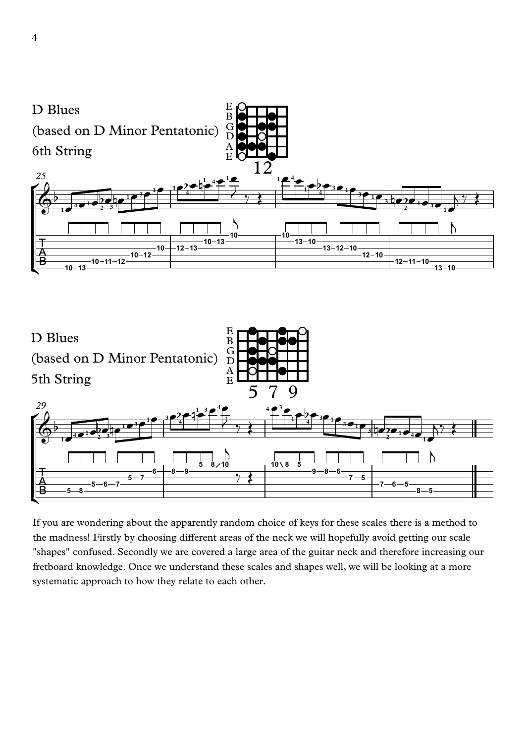## D Blues
(based on D Minor Pentatonic)
6th String

12

## D Blues
(based on D Minor Pentatonic)
5th String

5 7 9

If you are wondering about the apparently random choice of keys for these scales there is a method to the madness! Firstly by choosing different areas of the neck we will hopefully avoid getting our scale "shapes" confused. Secondly we are covered a large area of the guitar neck and therefore increasing our fretboard knowledge. Once we understand these scales and shapes well, we will be looking at a more systematic approach to how they relate to each other.